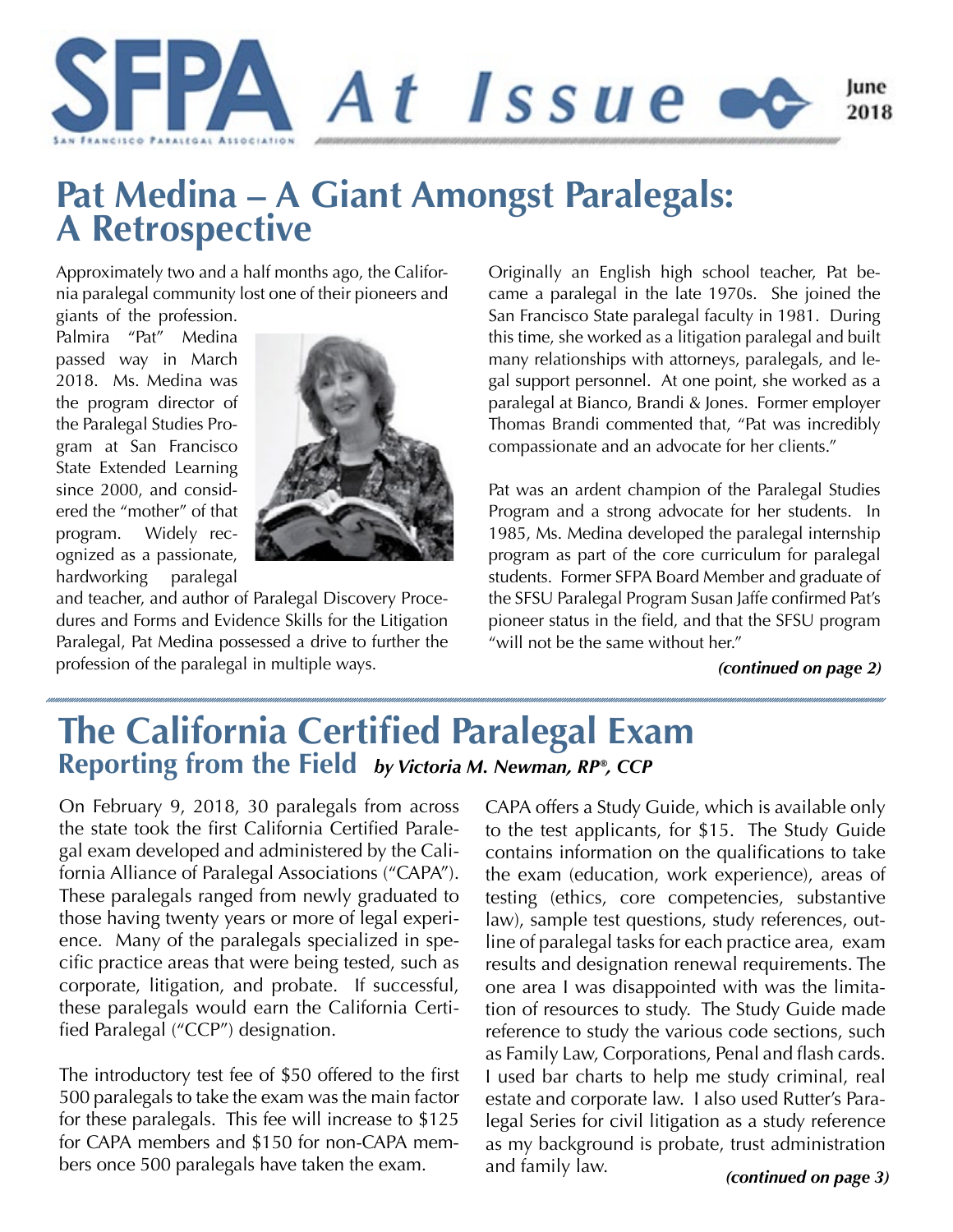# SFPA At Issue

San Francisco Paralegal Association

June 2018

## Pat Medina – A Giant Amongst Paralegals: A Retrospective

Approximately two and a half months ago, the California paralegal community lost one of their pioneers and giants of the profession. Palmira "Pat" Medina passed way in March 2018. Ms. Medina was the program director of the Paralegal Studies Program at San Francisco State Extended Learning since 2000, and considered the "mother" of that program. Widely recognized as a passionate, hardworking paralegal and teacher, and author of Paralegal Discovery Procedures and Forms and Evidence Skills for the Litigation Paralegal, Pat Medina possessed a drive to further the profession of the paralegal in multiple ways.

Originally an English high school teacher, Pat became a paralegal in the late 1970s. She joined the San Francisco State paralegal faculty in 1981. During this time, she worked as a litigation paralegal and built many relationships with attorneys, paralegals, and legal support personnel. At one point, she worked as a paralegal at Bianco, Brandi & Jones. Former employer Thomas Brandi commented that, "Pat was incredibly compassionate and an advocate for her clients."

Pat was an ardent champion of the Paralegal Studies Program and a strong advocate for her students. In 1985, Ms. Medina developed the paralegal internship program as part of the core curriculum for paralegal students. Former SFPA Board Member and graduate of the SFSU Paralegal Program Susan Jaffe confirmed Pat's pioneer status in the field, and that the SFSU program "will not be the same without her."

***(continued on page 2)***

## The California Certified Paralegal Exam
### Reporting from the Field *by Victoria M. Newman, RP®, CCP*

On February 9, 2018, 30 paralegals from across the state took the first California Certified Paralegal exam developed and administered by the California Alliance of Paralegal Associations ("CAPA"). These paralegals ranged from newly graduated to those having twenty years or more of legal experience. Many of the paralegals specialized in specific practice areas that were being tested, such as corporate, litigation, and probate. If successful, these paralegals would earn the California Certified Paralegal ("CCP") designation.

The introductory test fee of $50 offered to the first 500 paralegals to take the exam was the main factor for these paralegals. This fee will increase to $125 for CAPA members and $150 for non-CAPA members once 500 paralegals have taken the exam.

CAPA offers a Study Guide, which is available only to the test applicants, for $15. The Study Guide contains information on the qualifications to take the exam (education, work experience), areas of testing (ethics, core competencies, substantive law), sample test questions, study references, outline of paralegal tasks for each practice area, exam results and designation renewal requirements. The one area I was disappointed with was the limitation of resources to study. The Study Guide made reference to study the various code sections, such as Family Law, Corporations, Penal and flash cards. I used bar charts to help me study criminal, real estate and corporate law. I also used Rutter's Paralegal Series for civil litigation as a study reference as my background is probate, trust administration and family law.

***(continued on page 3)***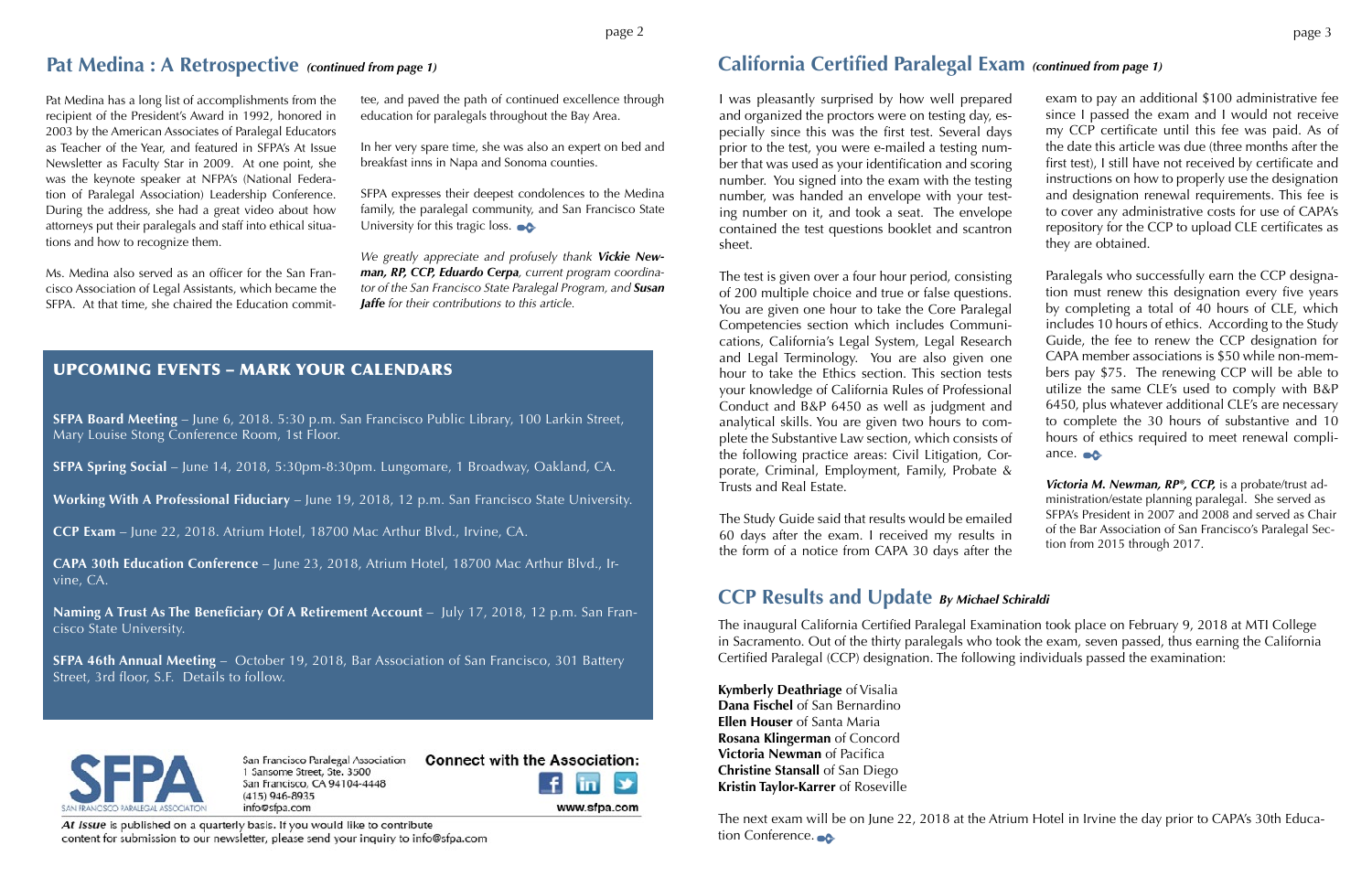## Pat Medina : A Retrospective *(continued from page 1)*

Pat Medina has a long list of accomplishments from the recipient of the President's Award in 1992, honored in 2003 by the American Associates of Paralegal Educators as Teacher of the Year, and featured in SFPA's At Issue Newsletter as Faculty Star in 2009. At one point, she was the keynote speaker at NFPA's (National Federation of Paralegal Association) Leadership Conference. During the address, she had a great video about how attorneys put their paralegals and staff into ethical situations and how to recognize them.

Ms. Medina also served as an officer for the San Francisco Association of Legal Assistants, which became the SFPA. At that time, she chaired the Education committee, and paved the path of continued excellence through education for paralegals throughout the Bay Area.

In her very spare time, she was also an expert on bed and breakfast inns in Napa and Sonoma counties.

SFPA expresses their deepest condolences to the Medina family, the paralegal community, and San Francisco State University for this tragic loss.

*We greatly appreciate and profusely thank **Vickie Newman, RP, CCP, Eduardo Cerpa**, current program coordinator of the San Francisco State Paralegal Program, and **Susan Jaffe** for their contributions to this article.*

### UPCOMING EVENTS – MARK YOUR CALENDARS

**SFPA Board Meeting** – June 6, 2018. 5:30 p.m. San Francisco Public Library, 100 Larkin Street, Mary Louise Stong Conference Room, 1st Floor.

**SFPA Spring Social** – June 14, 2018, 5:30pm-8:30pm. Lungomare, 1 Broadway, Oakland, CA.

**Working With A Professional Fiduciary** – June 19, 2018, 12 p.m. San Francisco State University.

**CCP Exam** – June 22, 2018. Atrium Hotel, 18700 Mac Arthur Blvd., Irvine, CA.

**CAPA 30th Education Conference** – June 23, 2018, Atrium Hotel, 18700 Mac Arthur Blvd., Irvine, CA.

**Naming A Trust As The Beneficiary Of A Retirement Account** – July 17, 2018, 12 p.m. San Francisco State University.

**SFPA 46th Annual Meeting** – October 19, 2018, Bar Association of San Francisco, 301 Battery Street, 3rd floor, S.F. Details to follow.

SFPA
SAN FRANCISCO PARALEGAL ASSOCIATION

San Francisco Paralegal Association
1 Sansome Street, Ste. 3500
San Francisco, CA 94104-4448
(415) 946-8935
info@sfpa.com

Connect with the Association:

www.sfpa.com

***At Issue*** is published on a quarterly basis. If you would like to contribute content for submission to our newsletter, please send your inquiry to info@sfpa.com

## California Certified Paralegal Exam *(continued from page 1)*

I was pleasantly surprised by how well prepared and organized the proctors were on testing day, especially since this was the first test. Several days prior to the test, you were e-mailed a testing number that was used as your identification and scoring number. You signed into the exam with the testing number, was handed an envelope with your testing number on it, and took a seat. The envelope contained the test questions booklet and scantron sheet.

The test is given over a four hour period, consisting of 200 multiple choice and true or false questions. You are given one hour to take the Core Paralegal Competencies section which includes Communications, California's Legal System, Legal Research and Legal Terminology. You are also given one hour to take the Ethics section. This section tests your knowledge of California Rules of Professional Conduct and B&P 6450 as well as judgment and analytical skills. You are given two hours to complete the Substantive Law section, which consists of the following practice areas: Civil Litigation, Corporate, Criminal, Employment, Family, Probate & Trusts and Real Estate.

The Study Guide said that results would be emailed 60 days after the exam. I received my results in the form of a notice from CAPA 30 days after the exam to pay an additional $100 administrative fee since I passed the exam and I would not receive my CCP certificate until this fee was paid. As of the date this article was due (three months after the first test), I still have not received by certificate and instructions on how to properly use the designation and designation renewal requirements. This fee is to cover any administrative costs for use of CAPA's repository for the CCP to upload CLE certificates as they are obtained.

Paralegals who successfully earn the CCP designation must renew this designation every five years by completing a total of 40 hours of CLE, which includes 10 hours of ethics. According to the Study Guide, the fee to renew the CCP designation for CAPA member associations is $50 while non-members pay $75. The renewing CCP will be able to utilize the same CLE's used to comply with B&P 6450, plus whatever additional CLE's are necessary to complete the 30 hours of substantive and 10 hours of ethics required to meet renewal compliance.

***Victoria M. Newman, RP®, CCP,*** is a probate/trust administration/estate planning paralegal. She served as SFPA's President in 2007 and 2008 and served as Chair of the Bar Association of San Francisco's Paralegal Section from 2015 through 2017.

## CCP Results and Update *By Michael Schiraldi*

The inaugural California Certified Paralegal Examination took place on February 9, 2018 at MTI College in Sacramento. Out of the thirty paralegals who took the exam, seven passed, thus earning the California Certified Paralegal (CCP) designation. The following individuals passed the examination:

**Kymberly Deathriage** of Visalia
**Dana Fischel** of San Bernardino
**Ellen Houser** of Santa Maria
**Rosana Klingerman** of Concord
**Victoria Newman** of Pacifica
**Christine Stansall** of San Diego
**Kristin Taylor-Karrer** of Roseville

The next exam will be on June 22, 2018 at the Atrium Hotel in Irvine the day prior to CAPA's 30th Education Conference.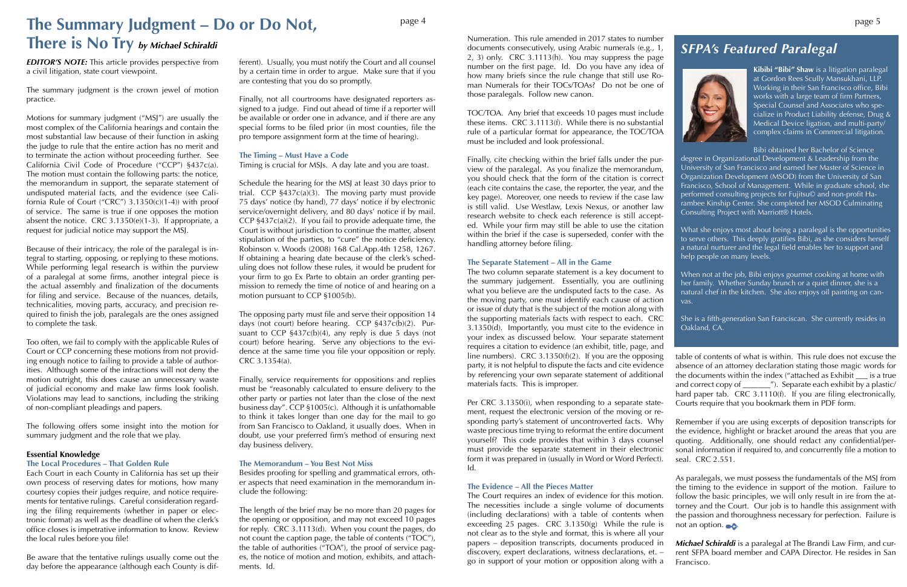# The Summary Judgment – Do or Do Not, There is No Try *by Michael Schiraldi*

***EDITOR'S NOTE:*** This article provides perspective from a civil litigation, state court viewpoint.

The summary judgment is the crown jewel of motion practice.

Motions for summary judgment ("MSJ") are usually the most complex of the California hearings and contain the most substantial law because of their function in asking the judge to rule that the entire action has no merit and to terminate the action without proceeding further. See California Civil Code of Procedure ("CCP") §437c(a). The motion must contain the following parts: the notice, the memorandum in support, the separate statement of undisputed material facts, and the evidence (see California Rule of Court ("CRC") 3.1350(c)(1-4)) with proof of service. The same is true if one opposes the motion absent the notice. CRC 3.1350(e)(1-3). If appropriate, a request for judicial notice may support the MSJ.

Because of their intricacy, the role of the paralegal is integral to starting, opposing, or replying to these motions. While performing legal research is within the purview of a paralegal at some firms, another integral piece is the actual assembly and finalization of the documents for filing and service. Because of the nuances, details, technicalities, moving parts, accuracy, and precision required to finish the job, paralegals are the ones assigned to complete the task.

Too often, we fail to comply with the applicable Rules of Court or CCP concerning these motions from not providing enough notice to failing to provide a table of authorities. Although some of the infractions will not deny the motion outright, this does cause an unnecessary waste of judicial economy and make law firms look foolish. Violations may lead to sanctions, including the striking of non-compliant pleadings and papers.

The following offers some insight into the motion for summary judgment and the role that we play.

## Essential Knowledge

### The Local Procedures – That Golden Rule

Each Court in each County in California has set up their own process of reserving dates for motions, how many courtesy copies their judges require, and notice requirements for tentative rulings. Careful consideration regarding the filing requirements (whether in paper or electronic format) as well as the deadline of when the clerk's office closes is impetrative information to know. Review the local rules before you file!

Be aware that the tentative rulings usually come out the day before the appearance (although each County is different). Usually, you must notify the Court and all counsel by a certain time in order to argue. Make sure that if you are contesting that you do so promptly.

Finally, not all courtrooms have designated reporters assigned to a judge. Find out ahead of time if a reporter will be available or order one in advance, and if there are any special forms to be filed prior (in most counties, file the pro tempore assignment form at the time of hearing).

### The Timing – Must Have a Code

Timing is crucial for MSJs. A day late and you are toast.

Schedule the hearing for the MSJ at least 30 days prior to trial. CCP §437c(a)(3). The moving party must provide 75 days' notice (by hand), 77 days' notice if by electronic service/overnight delivery, and 80 days' notice if by mail. CCP §437c(a)(2). If you fail to provide adequate time, the Court is without jurisdiction to continue the matter, absent stipulation of the parties, to "cure" the notice deficiency. Robinson v. Woods (2008) 168 Cal.App.4th 1258, 1267. If obtaining a hearing date because of the clerk's scheduling does not follow these rules, it would be prudent for your firm to go Ex Parte to obtain an order granting permission to remedy the time of notice and of hearing on a motion pursuant to CCP §1005(b).

The opposing party must file and serve their opposition 14 days (not court) before hearing. CCP §437c(b)(2). Pursuant to CCP §437c(b)(4), any reply is due 5 days (not court) before hearing. Serve any objections to the evidence at the same time you file your opposition or reply. CRC 3.1354(a).

Finally, service requirements for oppositions and replies must be "reasonably calculated to ensure delivery to the other party or parties not later than the close of the next business day". CCP §1005(c). Although it is unfathomable to think it takes longer than one day for the mail to go from San Francisco to Oakland, it usually does. When in doubt, use your preferred firm's method of ensuring next day business delivery.

### The Memorandum – You Best Not Miss

Besides proofing for spelling and grammatical errors, other aspects that need examination in the memorandum include the following:

The length of the brief may be no more than 20 pages for the opening or opposition, and may not exceed 10 pages for reply. CRC 3.1113(d). When you count the pages, do not count the caption page, the table of contents ("TOC"), the table of authorities ("TOA"), the proof of service pages, the notice of motion and motion, exhibits, and attachments. Id.

Numeration. This rule amended in 2017 states to number documents consecutively, using Arabic numerals (e.g., 1, 2, 3) only. CRC 3.1113(h). You may suppress the page number on the first page. Id. Do you have any idea of how many briefs since the rule change that still use Roman Numerals for their TOCs/TOAs? Do not be one of those paralegals. Follow new canon.

TOC/TOA. Any brief that exceeds 10 pages must include these items. CRC 3.1113(f). While there is no substantial rule of a particular format for appearance, the TOC/TOA must be included and look professional.

Finally, cite checking within the brief falls under the purview of the paralegal. As you finalize the memorandum, you should check that the form of the citation is correct (each cite contains the case, the reporter, the year, and the key page). Moreover, one needs to review if the case law is still valid. Use Westlaw, Lexis Nexus, or another law research website to check each reference is still accepted. While your firm may still be able to use the citation within the brief if the case is superseded, confer with the handling attorney before filing.

### The Separate Statement – All in the Game

The two column separate statement is a key document to the summary judgement. Essentially, you are outlining what you believe are the undisputed facts to the case. As the moving party, one must identify each cause of action or issue of duty that is the subject of the motion along with the supporting materials facts with respect to each. CRC 3.1350(d). Importantly, you must cite to the evidence in your index as discussed below. Your separate statement requires a citation to evidence (an exhibit, title, page, and line numbers). CRC 3.1350(f)(2). If you are the opposing party, it is not helpful to dispute the facts and cite evidence by referencing your own separate statement of additional materials facts. This is improper.

Per CRC 3.1350(i), when responding to a separate statement, request the electronic version of the moving or responding party's statement of uncontroverted facts. Why waste precious time trying to reformat the entire document yourself? This code provides that within 3 days counsel must provide the separate statement in their electronic form it was prepared in (usually in Word or Word Perfect). Id.

### The Evidence – All the Pieces Matter

The Court requires an index of evidence for this motion. The necessities include a single volume of documents (including declarations) with a table of contents when exceeding 25 pages. CRC 3.1350(g) While the rule is not clear as to the style and format, this is where all your papers – deposition transcripts, documents produced in discovery, expert declarations, witness declarations, et. – go in support of your motion or opposition along with a table of contents of what is within. This rule does not excuse the absence of an attorney declaration stating those magic words for the documents within the index ("attached as Exhibit ___ is a true and correct copy of _______"). Separate each exhibit by a plastic/hard paper tab. CRC 3.1110(f). If you are filing electronically, Courts require that you bookmark them in PDF form.

Remember if you are using excerpts of deposition transcripts for the evidence, highlight or bracket around the areas that you are quoting. Additionally, one should redact any confidential/personal information if required to, and concurrently file a motion to seal. CRC 2.551.

As paralegals, we must possess the fundamentals of the MSJ from the timing to the evidence in support of the motion. Failure to follow the basic principles, we will only result in ire from the attorney and the Court. Our job is to handle this assignment with the passion and thoroughness necessary for perfection. Failure is not an option.

***Michael Schiraldi*** is a paralegal at The Brandi Law Firm, and current SFPA board member and CAPA Director. He resides in San Francisco.

# *SFPA's Featured Paralegal*

**Kibibi "Bibi" Shaw** is a litigation paralegal at Gordon Rees Scully Mansukhani, LLP. Working in their San Francisco office, Bibi works with a large team of firm Partners, Special Counsel and Associates who specialize in Product Liability defense, Drug & Medical Device ligation, and multi-party/complex claims in Commercial litigation.

Bibi obtained her Bachelor of Science degree in Organizational Development & Leadership from the University of San Francisco and earned her Master of Science in Organization Development (MSOD) from the University of San Francisco, School of Management. While in graduate school, she performed consulting projects for Fujitsu© and non-profit Harambee Kinship Center. She completed her MSOD Culminating Consulting Project with Marriott® Hotels.

What she enjoys most about being a paralegal is the opportunities to serve others. This deeply gratifies Bibi, as she considers herself a natural nurturer and the legal field enables her to support and help people on many levels.

When not at the job, Bibi enjoys gourmet cooking at home with her family. Whether Sunday brunch or a quiet dinner, she is a natural chef in the kitchen. She also enjoys oil painting on canvas.

She is a fifth-generation San Franciscan. She currently resides in Oakland, CA.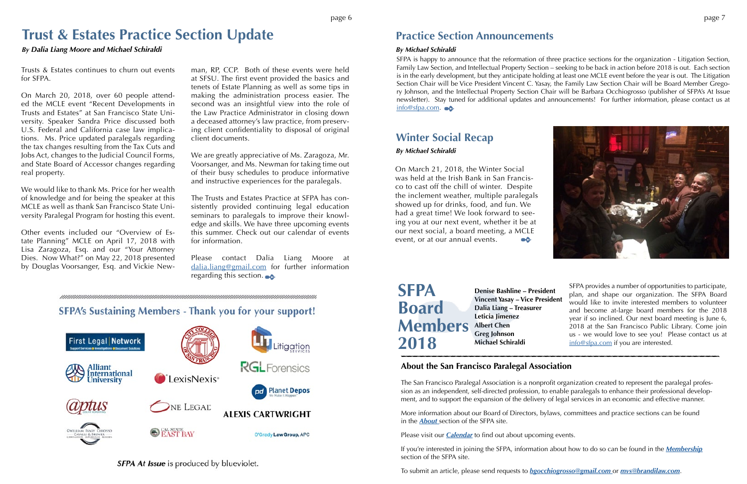# Trust & Estates Practice Section Update

***By Dalia Liang Moore and Michael Schiraldi***

Trusts & Estates continues to churn out events for SFPA.

On March 20, 2018, over 60 people attended the MCLE event "Recent Developments in Trusts and Estates" at San Francisco State University. Speaker Sandra Price discussed both U.S. Federal and California case law implications. Ms. Price updated paralegals regarding the tax changes resulting from the Tax Cuts and Jobs Act, changes to the Judicial Council Forms, and State Board of Accessor changes regarding real property.

We would like to thank Ms. Price for her wealth of knowledge and for being the speaker at this MCLE as well as thank San Francisco State University Paralegal Program for hosting this event.

Other events included our "Overview of Estate Planning" MCLE on April 17, 2018 with Lisa Zaragoza, Esq. and our "Your Attorney Dies. Now What?" on May 22, 2018 presented by Douglas Voorsanger, Esq. and Vickie Newman, RP, CCP. Both of these events were held at SFSU. The first event provided the basics and tenets of Estate Planning as well as some tips in making the administration process easier. The second was an insightful view into the role of the Law Practice Administrator in closing down a deceased attorney's law practice, from preserving client confidentiality to disposal of original client documents.

We are greatly appreciative of Ms. Zaragoza, Mr. Voorsanger, and Ms. Newman for taking time out of their busy schedules to produce informative and instructive experiences for the paralegals.

The Trusts and Estates Practice at SFPA has consistently provided continuing legal education seminars to paralegals to improve their knowledge and skills. We have three upcoming events this summer. Check out our calendar of events for information.

Please contact Dalia Liang Moore at dalia.liang@gmail.com for further information regarding this section.

## SFPA's Sustaining Members - Thank you for your support!

First Legal Network · City College of San Francisco · Litigation Services · RGL Forensics · Alliant International University · LexisNexis · Planet Depos · aptus · One Legal · Alexis Cartwright · Gwilliam Ivary Chiosso Cavalli & Brewer · Cal State East Bay · O'Grady Law Group, APC

*SFPA At Issue* is produced by blueviolet.

## Practice Section Announcements

***By Michael Schiraldi***

SFPA is happy to announce that the reformation of three practice sections for the organization - Litigation Section, Family Law Section, and Intellectual Property Section – seeking to be back in action before 2018 is out. Each section is in the early development, but they anticipate holding at least one MCLE event before the year is out. The Litigation Section Chair will be Vice President Vincent C. Yasay, the Family Law Section Chair will be Board Member Gregory Johnson, and the Intellectual Property Section Chair will be Barbara Occhiogrosso (publisher of SFPA's At Issue newsletter). Stay tuned for additional updates and announcements! For further information, please contact us at info@sfpa.com.

## Winter Social Recap

***By Michael Schiraldi***

On March 21, 2018, the Winter Social was held at the Irish Bank in San Francisco to cast off the chill of winter. Despite the inclement weather, multiple paralegals showed up for drinks, food, and fun. We had a great time! We look forward to seeing you at our next event, whether it be at our next social, a board meeting, a MCLE event, or at our annual events.

## SFPA Board Members 2018

**Denise Bashline – President**
**Vincent Yasay – Vice President**
**Dalia Liang – Treasurer**
**Leticia Jimenez**
**Albert Chen**
**Greg Johnson**
**Michael Schiraldi**

SFPA provides a number of opportunities to participate, plan, and shape our organization. The SFPA Board would like to invite interested members to volunteer and become at-large board members for the 2018 year if so inclined. Our next board meeting is June 6, 2018 at the San Francisco Public Library. Come join us - we would love to see you! Please contact us at info@sfpa.com if you are interested.

### About the San Francisco Paralegal Association

The San Francisco Paralegal Association is a nonprofit organization created to represent the paralegal profession as an independent, self-directed profession, to enable paralegals to enhance their professional development, and to support the expansion of the delivery of legal services in an economic and effective manner.

More information about our Board of Directors, bylaws, committees and practice sections can be found in the ***About*** section of the SFPA site.

Please visit our ***Calendar*** to find out about upcoming events.

If you're interested in joining the SFPA, information about how to do so can be found in the ***Membership*** section of the SFPA site.

To submit an article, please send requests to ***bgocchiogrosso@gmail.com*** or ***mvs@brandilaw.com***.